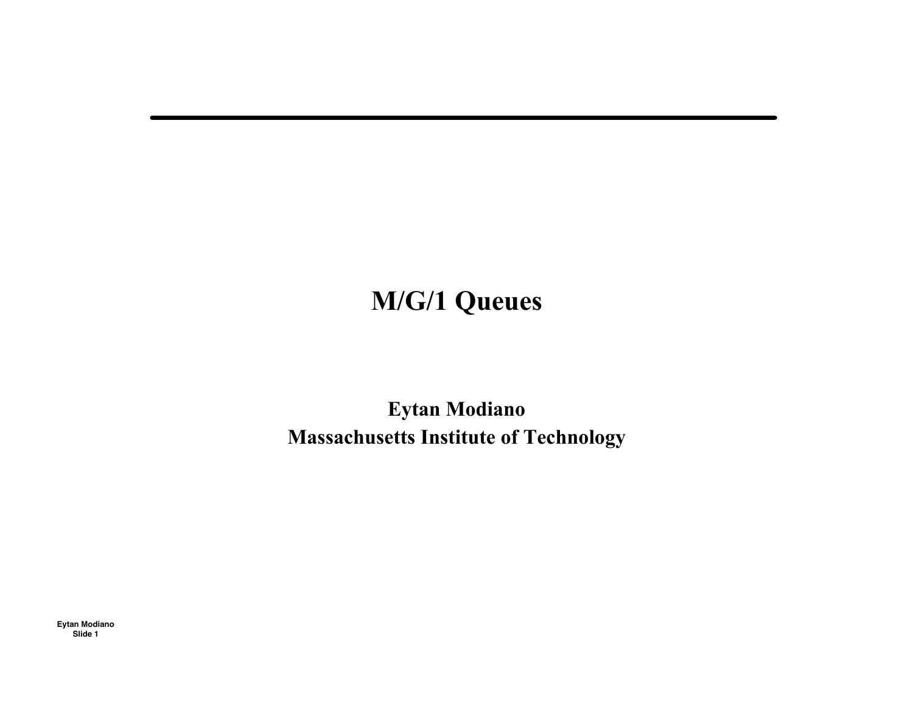# M/G/1 Queues

**Eytan Modiano**
**Massachusetts Institute of Technology**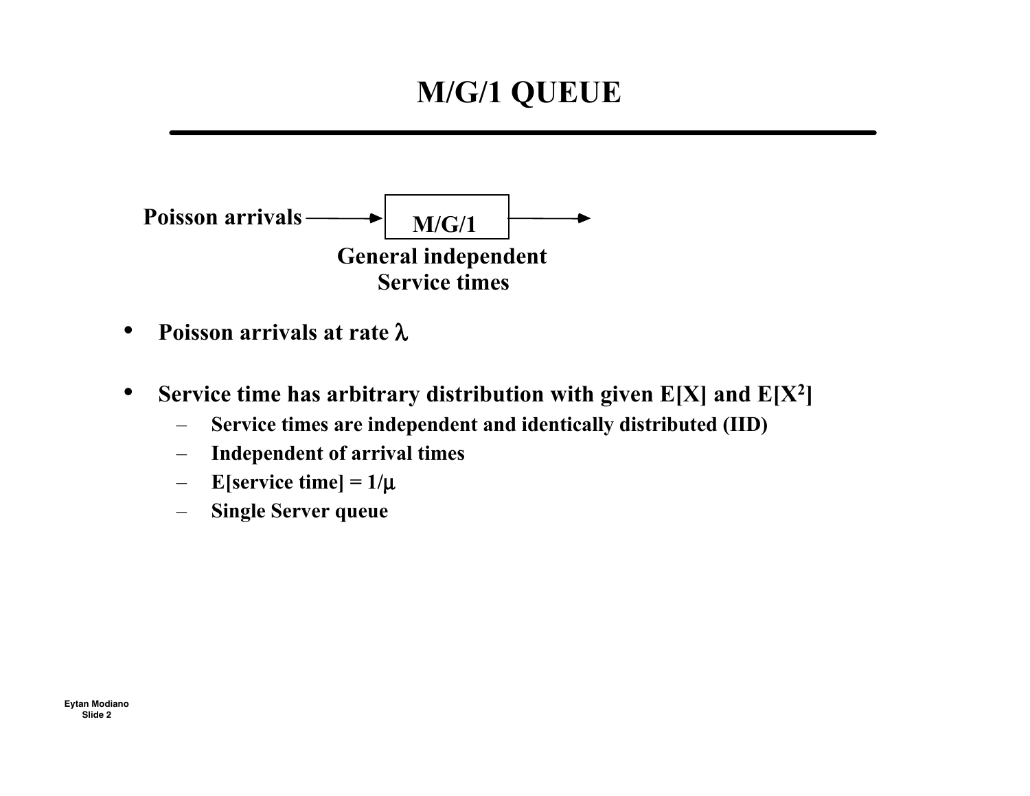# M/G/1 QUEUE

Poisson arrivals → M/G/1 →

General independent Service times

- **Poisson arrivals at rate $\lambda$**
- **Service time has arbitrary distribution with given E[X] and E[$X^2$]**
  - Service times are independent and identically distributed (IID)
  - Independent of arrival times
  - E[service time] = $1/\mu$
  - Single Server queue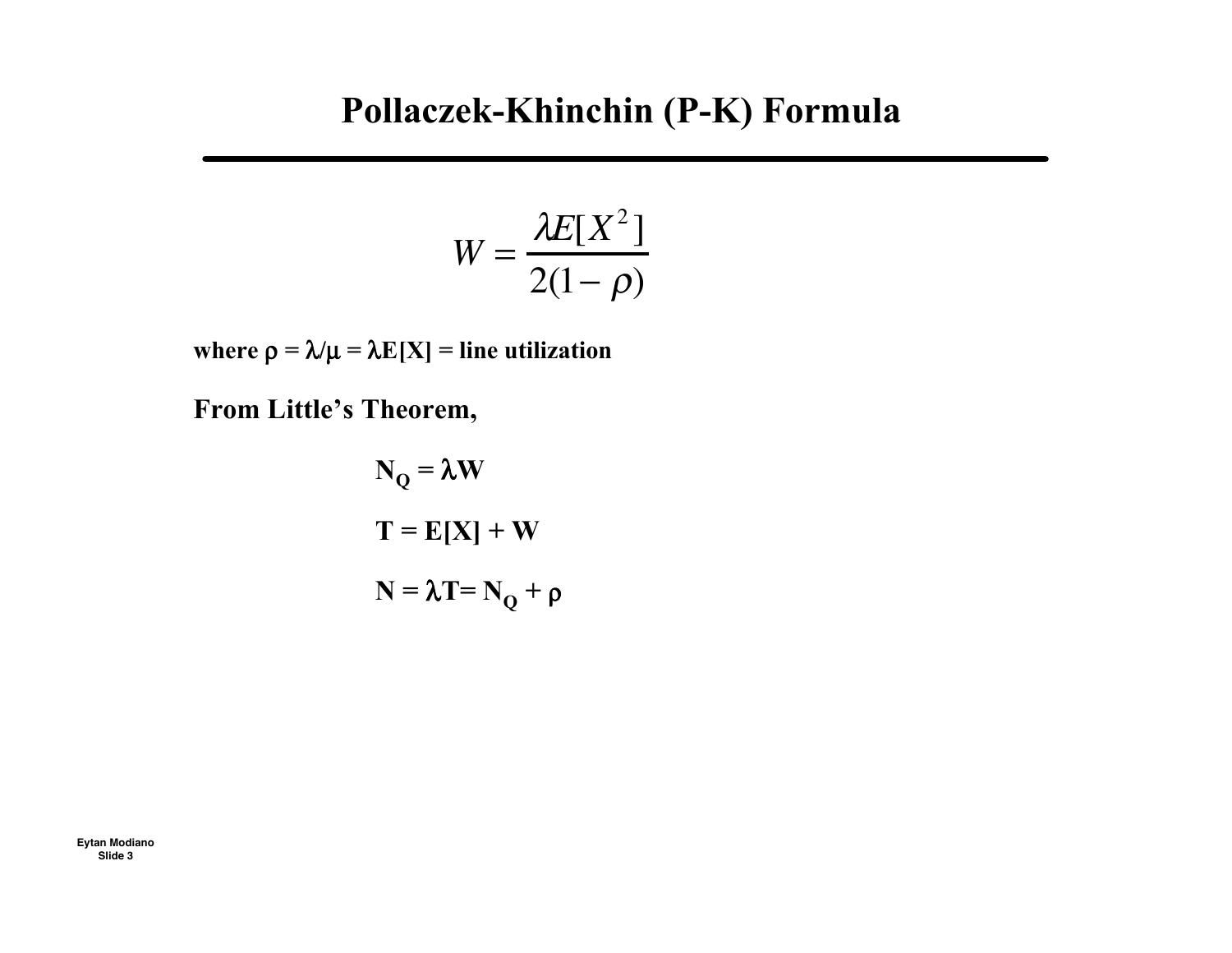# Pollaczek-Khinchin (P-K) Formula

$$W = \frac{\lambda E[X^2]}{2(1-\rho)}$$

**where $\rho = \lambda/\mu = \lambda E[X]$ = line utilization**

**From Little's Theorem,**

$$N_Q = \lambda W$$

$$T = E[X] + W$$

$$N = \lambda T = N_Q + \rho$$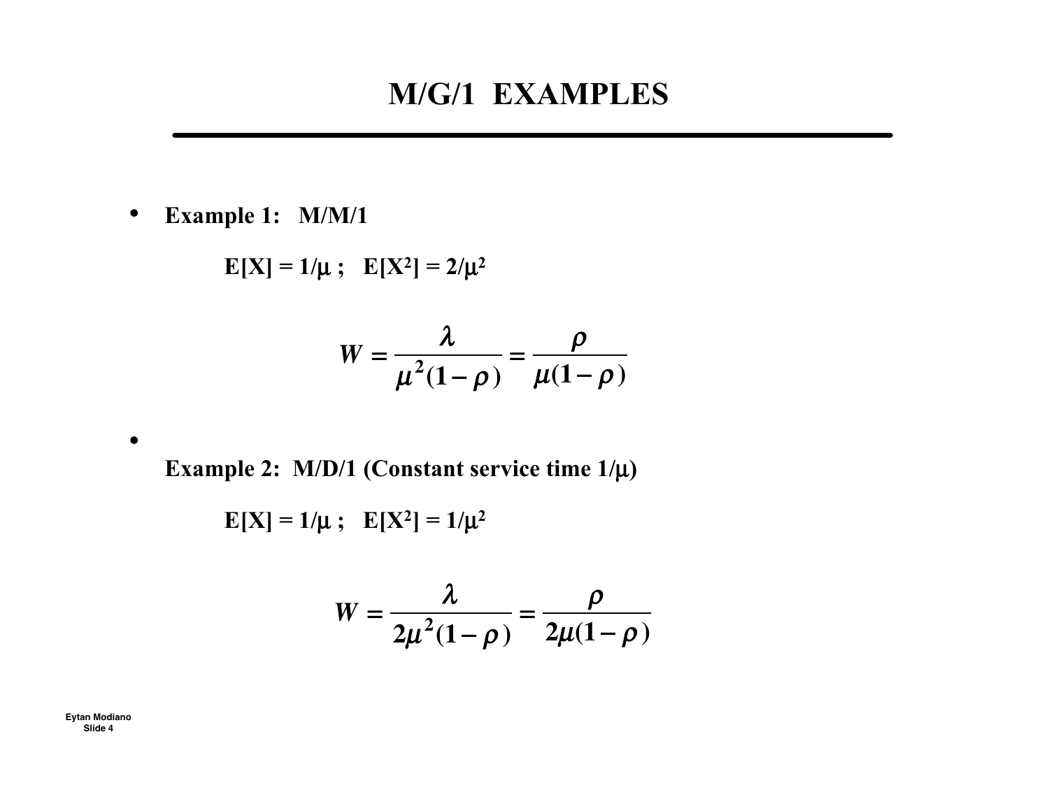# M/G/1 EXAMPLES

- **Example 1: M/M/1**

  **$E[X] = 1/\mu$ ; $E[X^2] = 2/\mu^2$**

$$W = \frac{\lambda}{\mu^2(1-\rho)} = \frac{\rho}{\mu(1-\rho)}$$

- **Example 2: M/D/1 (Constant service time $1/\mu$)**

  **$E[X] = 1/\mu$ ; $E[X^2] = 1/\mu^2$**

$$W = \frac{\lambda}{2\mu^2(1-\rho)} = \frac{\rho}{2\mu(1-\rho)}$$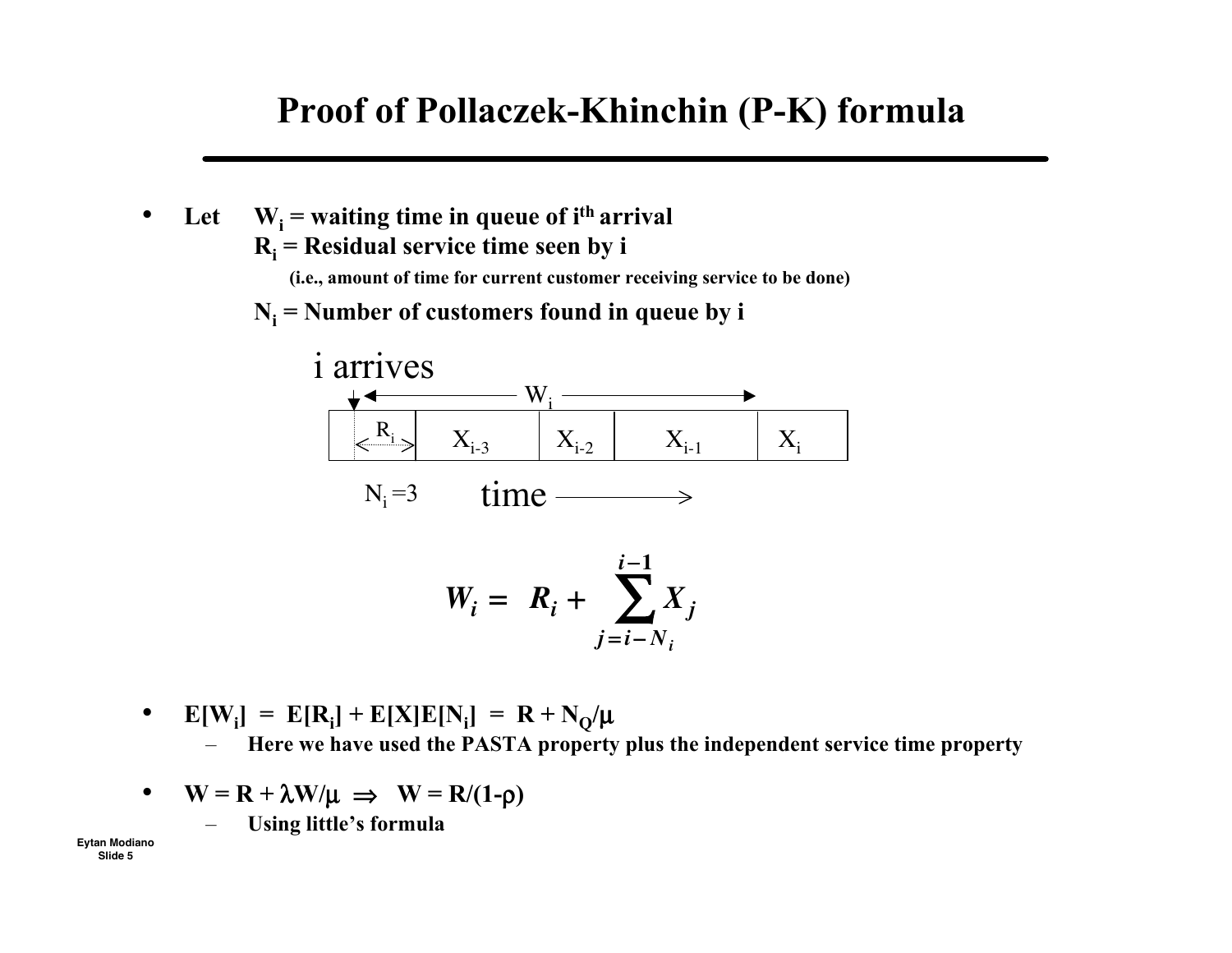# Proof of Pollaczek-Khinchin (P-K) formula

- **Let** $W_i$ = **waiting time in queue of $i^{th}$ arrival**
  $R_i$ = **Residual service time seen by i**
  **(i.e., amount of time for current customer receiving service to be done)**
  $N_i$ = **Number of customers found in queue by i**

i arrives

$W_i$

| $R_i$ | $X_{i-3}$ | $X_{i-2}$ | $X_{i-1}$ | $X_i$ |
|---|---|---|---|---|

$N_i = 3$ time ⟶

$$W_i = R_i + \sum_{j=i-N_i}^{i-1} X_j$$

- $E[W_i] = E[R_i] + E[X]E[N_i] = R + N_Q/\mu$
  - **Here we have used the PASTA property plus the independent service time property**

- $W = R + \lambda W/\mu \Rightarrow W = R/(1-\rho)$
  - **Using little's formula**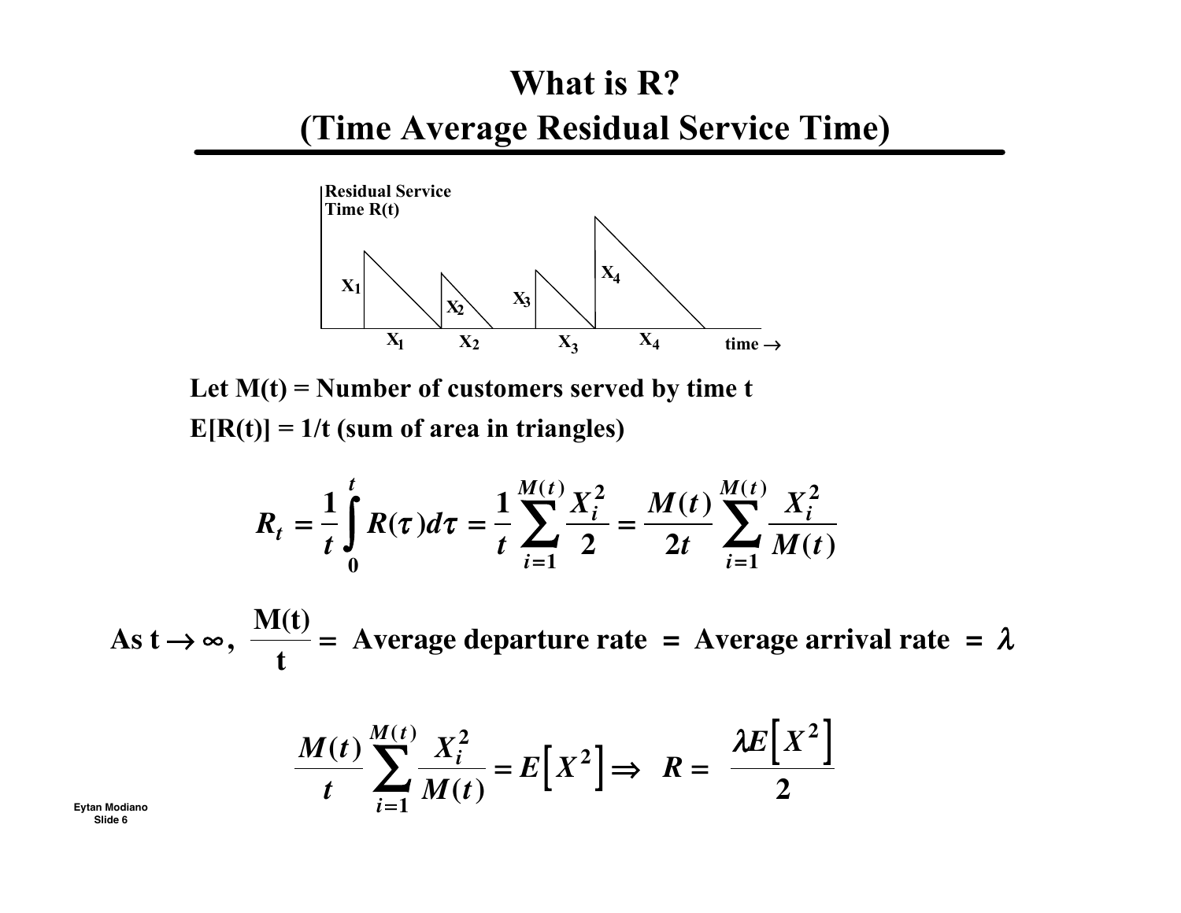# What is R?
# (Time Average Residual Service Time)

Let M(t) = Number of customers served by time t

E[R(t)] = 1/t (sum of area in triangles)

$$R_t = \frac{1}{t}\int_0^t R(\tau)d\tau = \frac{1}{t}\sum_{i=1}^{M(t)}\frac{X_i^2}{2} = \frac{M(t)}{2t}\sum_{i=1}^{M(t)}\frac{X_i^2}{M(t)}$$

As $t \to \infty$, $\frac{M(t)}{t}$ = Average departure rate = Average arrival rate = $\lambda$

$$\frac{M(t)}{t}\sum_{i=1}^{M(t)}\frac{X_i^2}{M(t)} = E\left[X^2\right] \Rightarrow \quad R = \frac{\lambda E\left[X^2\right]}{2}$$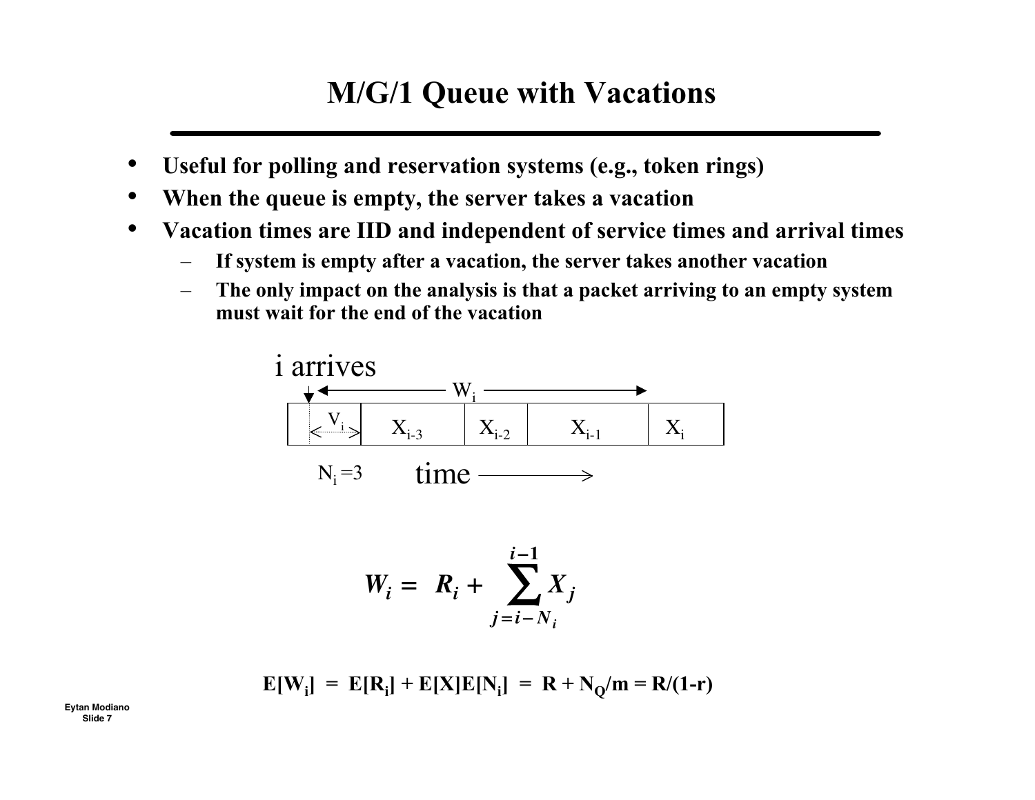# M/G/1 Queue with Vacations

- **Useful for polling and reservation systems (e.g., token rings)**
- **When the queue is empty, the server takes a vacation**
- **Vacation times are IID and independent of service times and arrival times**
  - **If system is empty after a vacation, the server takes another vacation**
  - **The only impact on the analysis is that a packet arriving to an empty system must wait for the end of the vacation**

i arrives

$W_i$

$V_i$ | $X_{i-3}$ | $X_{i-2}$ | $X_{i-1}$ | $X_i$

$N_i = 3$ time

$$W_i = R_i + \sum_{j=i-N_i}^{i-1} X_j$$

$$E[W_i] = E[R_i] + E[X]E[N_i] = R + N_Q/m = R/(1-r)$$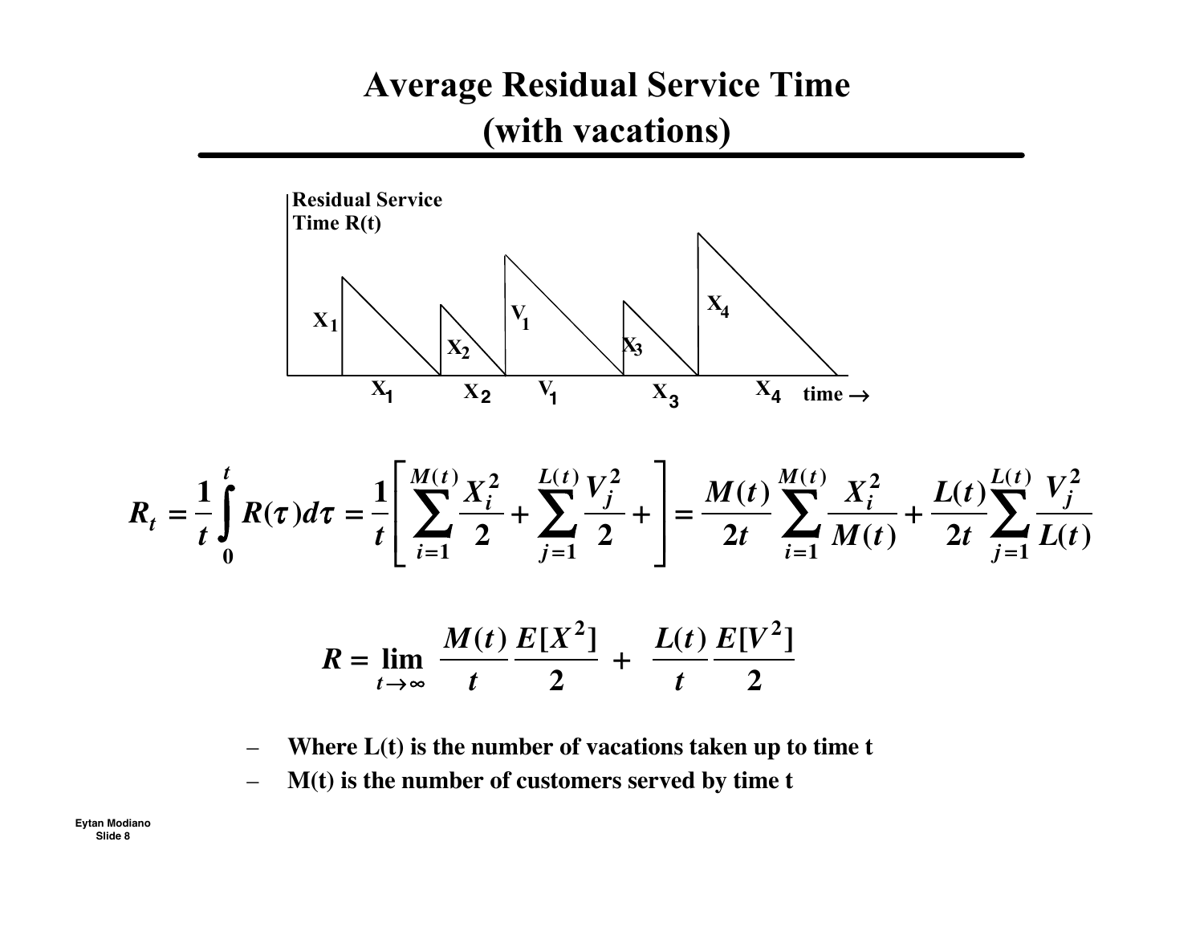# Average Residual Service Time (with vacations)

Residual Service Time R(t)

$$R_t = \frac{1}{t}\int_0^t R(\tau)d\tau = \frac{1}{t}\left[\sum_{i=1}^{M(t)}\frac{X_i^2}{2} + \sum_{j=1}^{L(t)}\frac{V_j^2}{2} + \right] = \frac{M(t)}{2t}\sum_{i=1}^{M(t)}\frac{X_i^2}{M(t)} + \frac{L(t)}{2t}\sum_{j=1}^{L(t)}\frac{V_j^2}{L(t)}$$

$$R = \lim_{t\to\infty} \frac{M(t)}{t}\frac{E[X^2]}{2} + \frac{L(t)}{t}\frac{E[V^2]}{2}$$

- Where L(t) is the number of vacations taken up to time t
- M(t) is the number of customers served by time t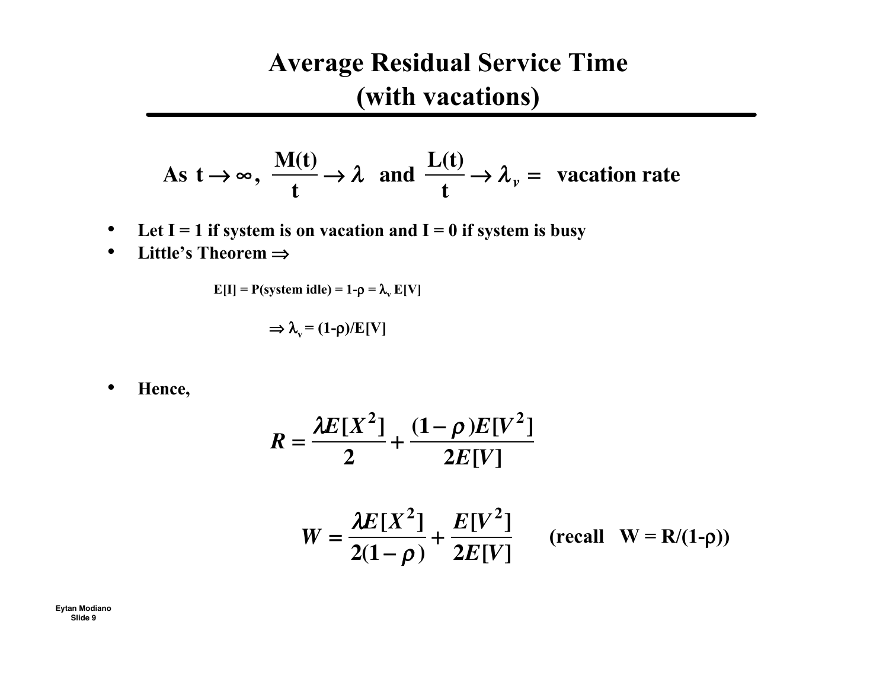# Average Residual Service Time (with vacations)

$$\text{As } t \to \infty, \ \frac{M(t)}{t} \to \lambda \ \text{ and } \ \frac{L(t)}{t} \to \lambda_v = \ \text{vacation rate}$$

- **Let I = 1 if system is on vacation and I = 0 if system is busy**
- **Little's Theorem** $\Rightarrow$

$$E[I] = P(\text{system idle}) = 1-\rho = \lambda_v E[V]$$

$$\Rightarrow \lambda_v = (1-\rho)/E[V]$$

- **Hence,**

$$R = \frac{\lambda E[X^2]}{2} + \frac{(1-\rho)E[V^2]}{2E[V]}$$

$$W = \frac{\lambda E[X^2]}{2(1-\rho)} + \frac{E[V^2]}{2E[V]} \qquad \text{(recall } W = R/(1-\rho))$$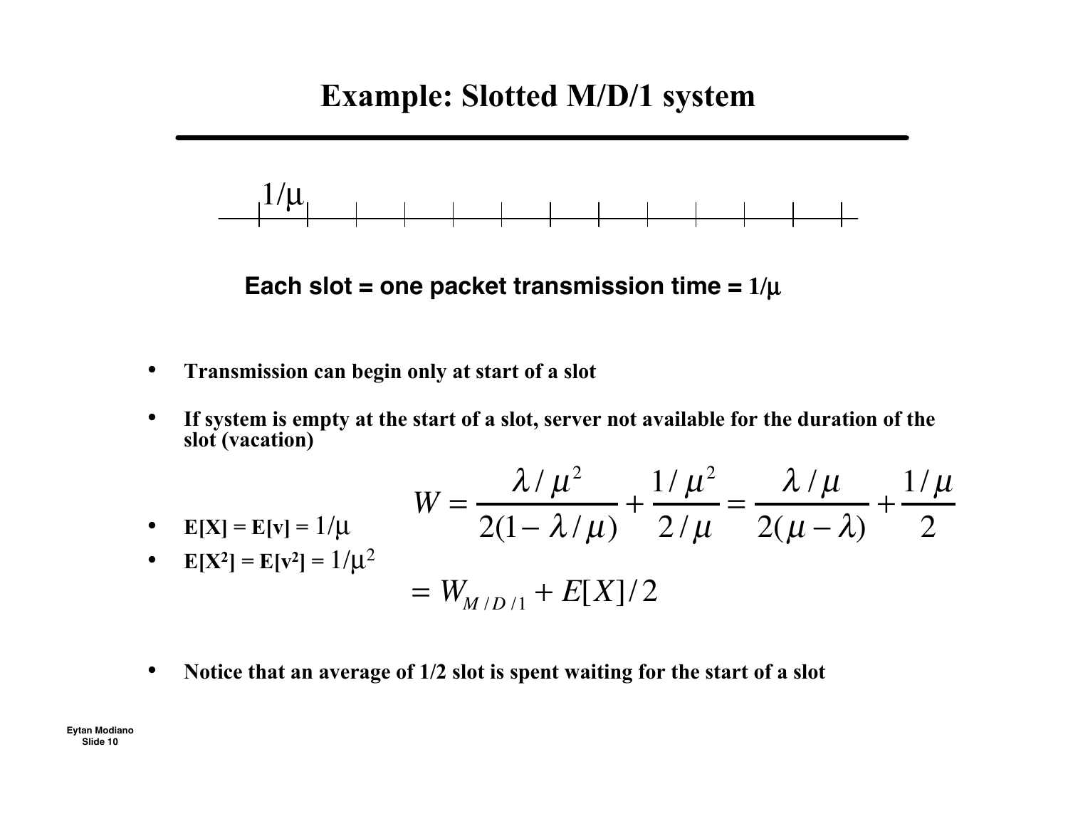# Example: Slotted M/D/1 system

**Each slot = one packet transmission time = $1/\mu$**

- **Transmission can begin only at start of a slot**
- **If system is empty at the start of a slot, server not available for the duration of the slot (vacation)**
- **$E[X] = E[v] = 1/\mu$**
- **$E[X^2] = E[v^2] = 1/\mu^2$**

$$W = \frac{\lambda/\mu^2}{2(1-\lambda/\mu)} + \frac{1/\mu^2}{2/\mu} = \frac{\lambda/\mu}{2(\mu-\lambda)} + \frac{1/\mu}{2}$$

$$= W_{M/D/1} + E[X]/2$$

- **Notice that an average of 1/2 slot is spent waiting for the start of a slot**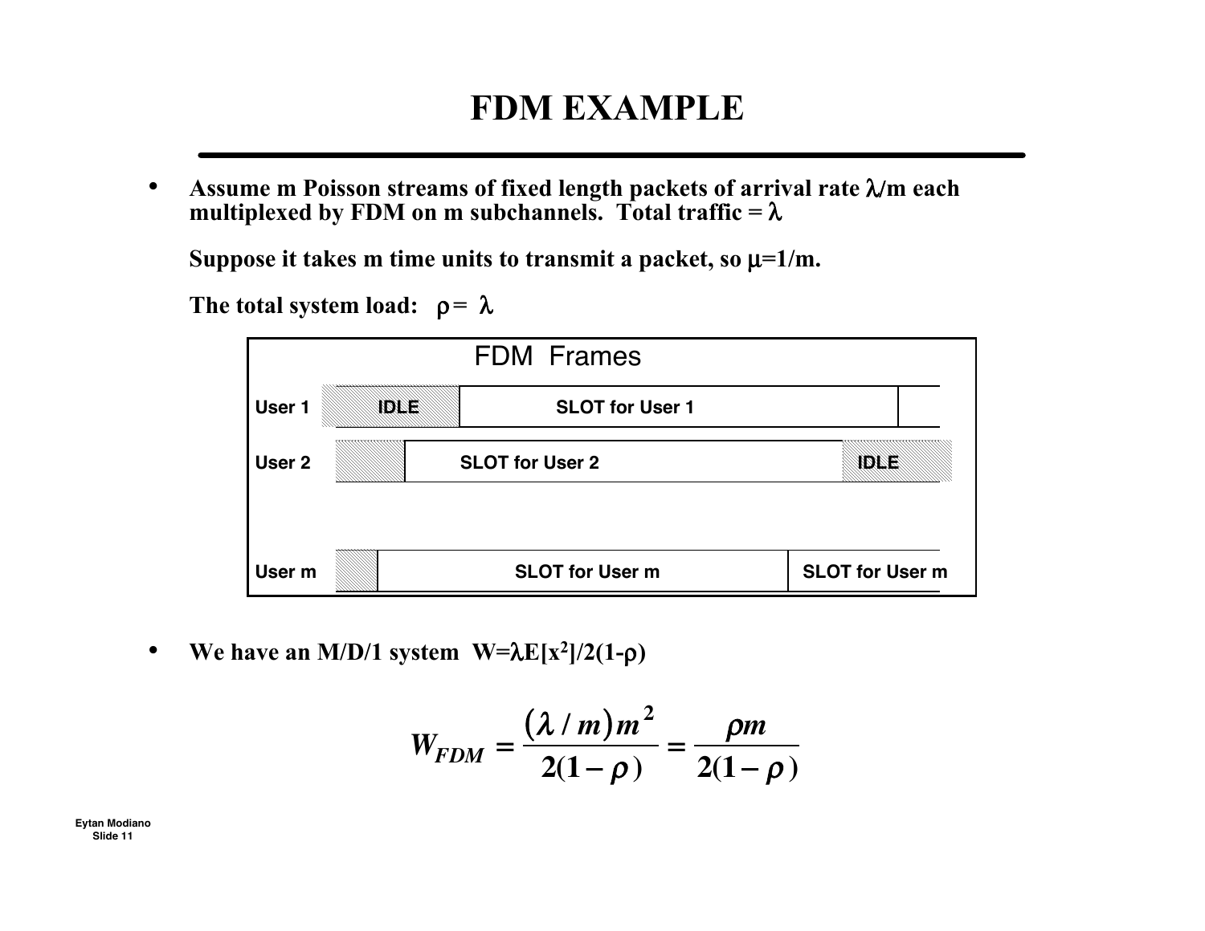# FDM EXAMPLE

- Assume m Poisson streams of fixed length packets of arrival rate $\lambda/m$ each multiplexed by FDM on m subchannels. Total traffic = $\lambda$

  Suppose it takes m time units to transmit a packet, so $\mu=1/m$.

  The total system load: $\rho = \lambda$

FDM Frames

| User 1 | IDLE | SLOT for User 1 | |
|---|---|---|---|
| User 2 | | SLOT for User 2 | IDLE |
| User m | | SLOT for User m | SLOT for User m |

- We have an M/D/1 system $W=\lambda E[x^2]/2(1-\rho)$

$$W_{FDM} = \frac{(\lambda / m)m^2}{2(1-\rho)} = \frac{\rho m}{2(1-\rho)}$$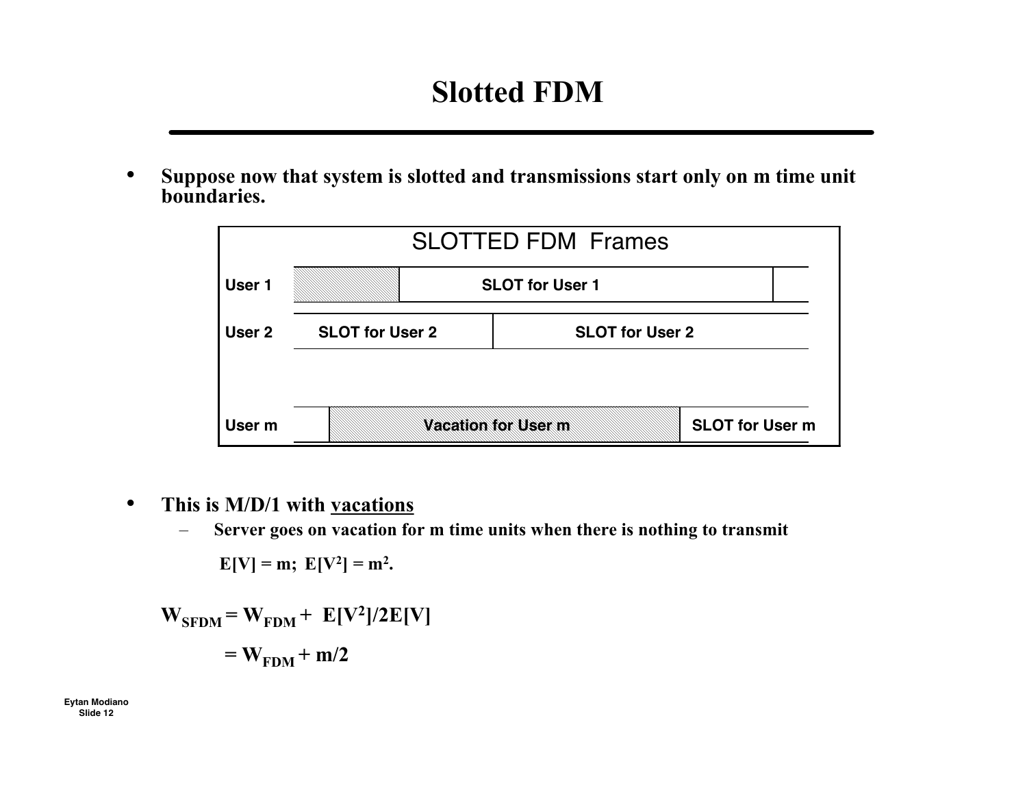# Slotted FDM

- Suppose now that system is slotted and transmissions start only on m time unit boundaries.

SLOTTED FDM Frames

| | | |
|---|---|---|
| User 1 | | SLOT for User 1 |
| User 2 | SLOT for User 2 | SLOT for User 2 |
| User m | Vacation for User m | SLOT for User m |

- This is M/D/1 with vacations
  - Server goes on vacation for m time units when there is nothing to transmit

    $E[V] = m$; $E[V^2] = m^2$.

$$W_{SFDM} = W_{FDM} + E[V^2]/2E[V]$$

$$= W_{FDM} + m/2$$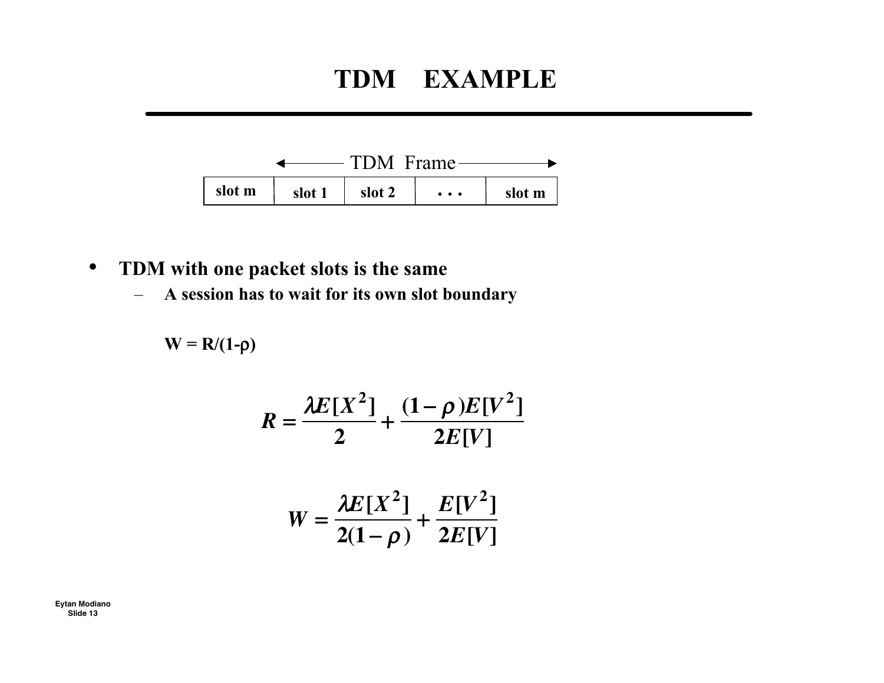# TDM EXAMPLE

| slot m | slot 1 | slot 2 | . . . | slot m |
|---|---|---|---|---|

(TDM Frame spans slot 1 through slot m)

- **TDM with one packet slots is the same**
  - **A session has to wait for its own slot boundary**

**$W = R/(1-\rho)$**

$$R = \frac{\lambda E[X^2]}{2} + \frac{(1-\rho)E[V^2]}{2E[V]}$$

$$W = \frac{\lambda E[X^2]}{2(1-\rho)} + \frac{E[V^2]}{2E[V]}$$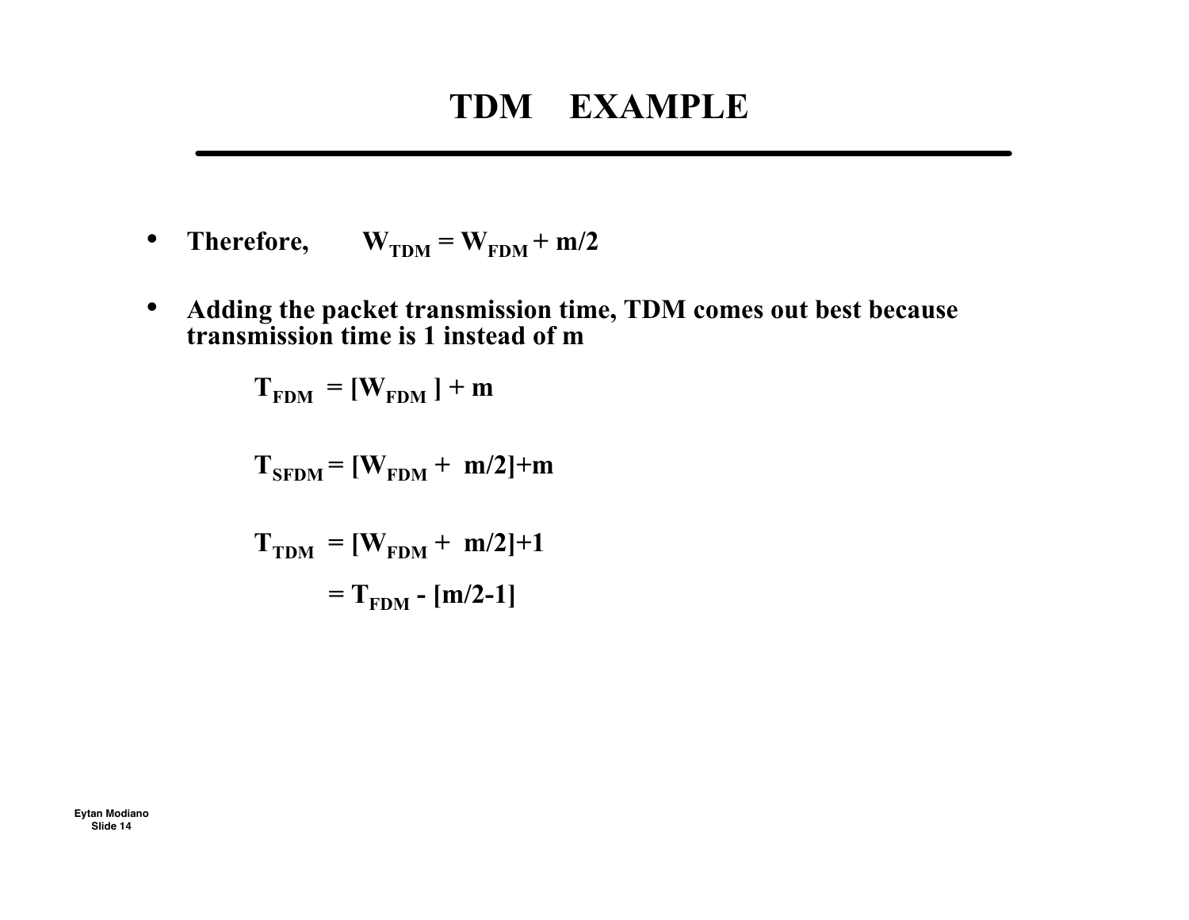# TDM EXAMPLE

- Therefore, $W_{TDM} = W_{FDM} + m/2$
- Adding the packet transmission time, TDM comes out best because transmission time is 1 instead of m

$$T_{FDM} = [W_{FDM}] + m$$

$$T_{SFDM} = [W_{FDM} + m/2] + m$$

$$T_{TDM} = [W_{FDM} + m/2] + 1$$

$$= T_{FDM} - [m/2 - 1]$$